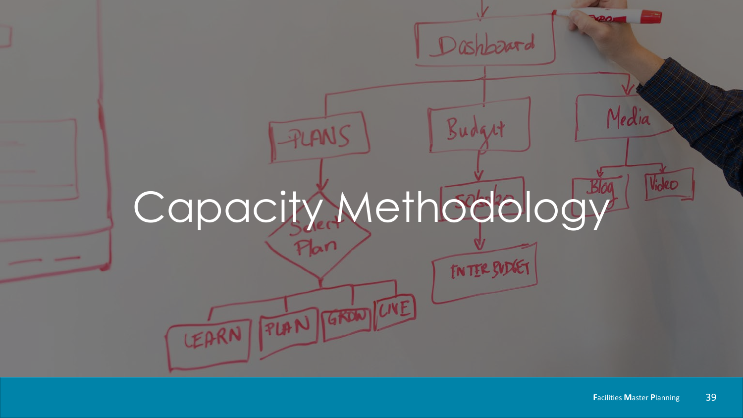# Capacity Methodology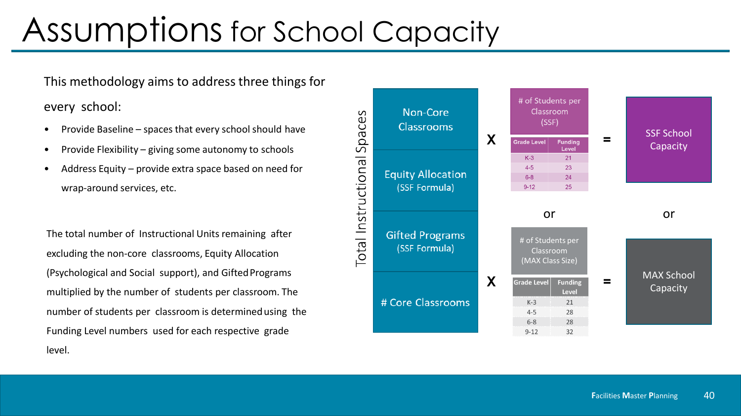# Assumptions for School Capacity

This methodology aims to address three things for every school:

- Provide Baseline – spaces that every school should have
- Provide Flexibility – giving some autonomy to schools
- Address Equity – provide extra space based on need for wrap-around services, etc.

The total number of Instructional Units remaining after excluding the non-core classrooms, Equity Allocation (Psychological and Social support), and Gifted Programs multiplied by the number of students per classroom. The number of students per classroom is determined using the Funding Level numbers used for each respective grade level.

**Total Instructional Spaces**

- Non-Core Classrooms
- Equity Allocation (SSF Formula)
- Gifted Programs (SSF Formula)
- # Core Classrooms

# Core Classrooms X # of Students per Classroom (SSF) = SSF School Capacity

| Grade Level | Funding Level |
|---|---|
| K-3 | 21 |
| 4-5 | 23 |
| 6-8 | 24 |
| 9-12 | 25 |

or

# Core Classrooms X # of Students per Classroom (MAX Class Size) = MAX School Capacity

| Grade Level | Funding Level |
|---|---|
| K-3 | 21 |
| 4-5 | 28 |
| 6-8 | 28 |
| 9-12 | 32 |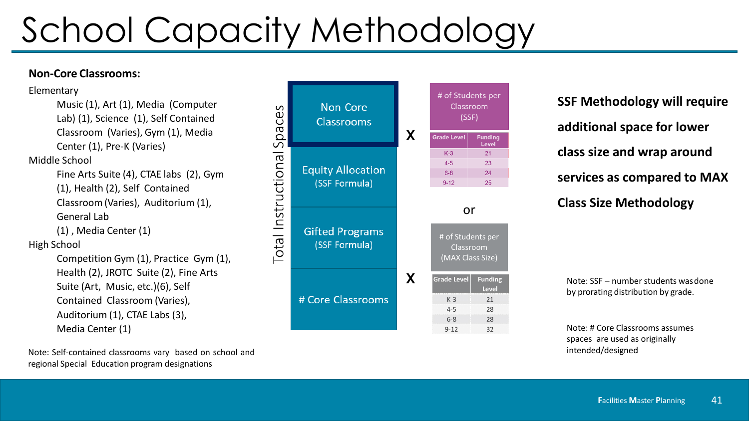# School Capacity Methodology

**Non-Core Classrooms:**

Elementary

- Music (1), Art (1), Media (Computer Lab) (1), Science (1), Self Contained Classroom (Varies), Gym (1), Media Center (1), Pre-K (Varies)

Middle School

- Fine Arts Suite (4), CTAE labs (2), Gym (1), Health (2), Self Contained Classroom (Varies), Auditorium (1), General Lab (1) , Media Center (1)

High School

- Competition Gym (1), Practice Gym (1), Health (2), JROTC Suite (2), Fine Arts Suite (Art, Music, etc.)(6), Self Contained Classroom (Varies), Auditorium (1), CTAE Labs (3), Media Center (1)

Note: Self-contained classrooms vary based on school and regional Special Education program designations

Total Instructional Spaces

- Non-Core Classrooms
- Equity Allocation (SSF Formula)
- Gifted Programs (SSF Formula)
- # Core Classrooms

X

**# of Students per Classroom (SSF)**

| Grade Level | Funding Level |
| --- | --- |
| K-3 | 21 |
| 4-5 | 23 |
| 6-8 | 24 |
| 9-12 | 25 |

or

X

**# of Students per Classroom (MAX Class Size)**

| Grade Level | Funding Level |
| --- | --- |
| K-3 | 21 |
| 4-5 | 28 |
| 6-8 | 28 |
| 9-12 | 32 |

**SSF Methodology will require additional space for lower class size and wrap around services as compared to MAX Class Size Methodology**

Note: SSF – number students was done by prorating distribution by grade.

Note: # Core Classrooms assumes spaces are used as originally intended/designed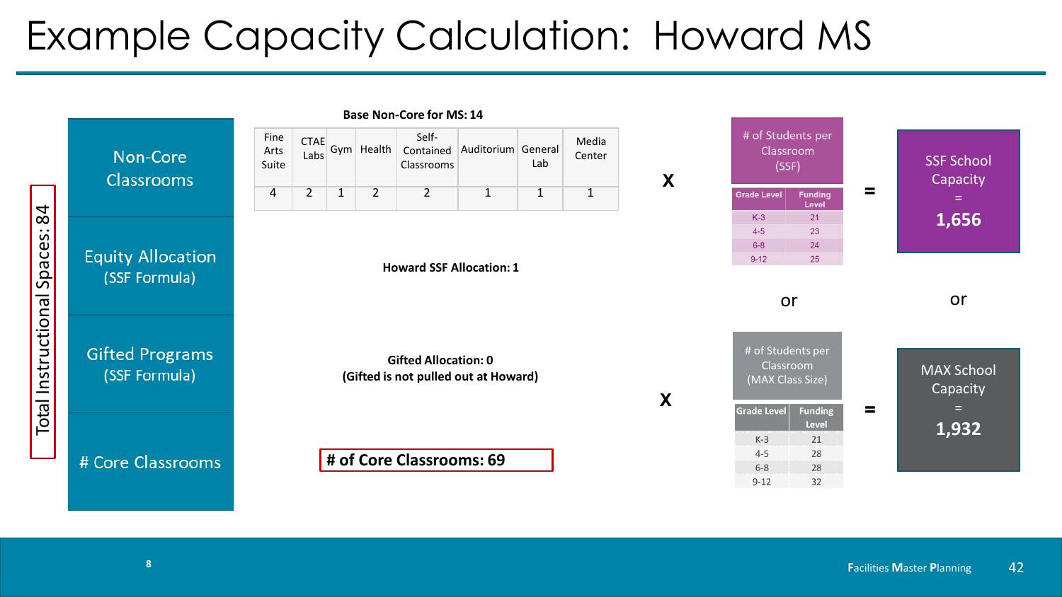# Example Capacity Calculation: Howard MS

Total Instructional Spaces: 84

**Non-Core Classrooms**

**Base Non-Core for MS: 14**

| Fine Arts Suite | CTAE Labs | Gym | Health | Self-Contained Classrooms | Auditorium | General Lab | Media Center |
|---|---|---|---|---|---|---|---|
| 4 | 2 | 1 | 2 | 2 | 1 | 1 | 1 |

**Equity Allocation (SSF Formula)**

**Howard SSF Allocation: 1**

**Gifted Programs (SSF Formula)**

**Gifted Allocation: 0**
**(Gifted is not pulled out at Howard)**

**# Core Classrooms**

**# of Core Classrooms: 69**

X

# of Students per Classroom (SSF)

| Grade Level | Funding Level |
|---|---|
| K-3 | 21 |
| 4-5 | 23 |
| 6-8 | 24 |
| 9-12 | 25 |

=

SSF School Capacity = **1,656**

or

X

# of Students per Classroom (MAX Class Size)

| Grade Level | Funding Level |
|---|---|
| K-3 | 21 |
| 4-5 | 28 |
| 6-8 | 28 |
| 9-12 | 32 |

=

MAX School Capacity = **1,932**

8